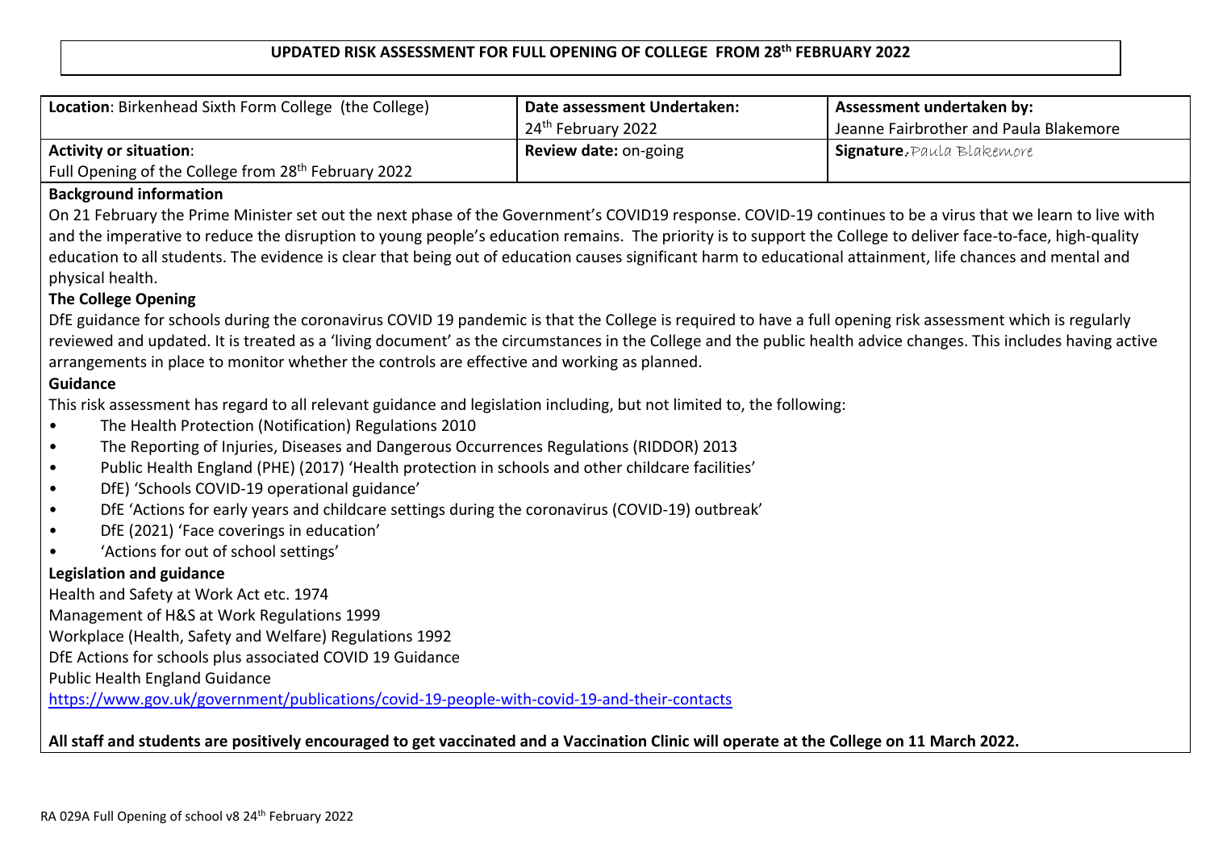# UPDATED RISK ASSESSMENT FOR FULL OPENING OF COLLEGE FROM 28th FEBRUARY 2022

| | | |
|---|---|---|
| **Location**: Birkenhead Sixth Form College (the College) | **Date assessment Undertaken:** 24th February 2022 | **Assessment undertaken by:** Jeanne Fairbrother and Paula Blakemore |
| **Activity or situation**: Full Opening of the College from 28th February 2022 | **Review date:** on-going | **Signature**.Paula Blakemore |

**Background information**

On 21 February the Prime Minister set out the next phase of the Government's COVID19 response. COVID-19 continues to be a virus that we learn to live with and the imperative to reduce the disruption to young people's education remains. The priority is to support the College to deliver face-to-face, high-quality education to all students. The evidence is clear that being out of education causes significant harm to educational attainment, life chances and mental and physical health.

**The College Opening**

DfE guidance for schools during the coronavirus COVID 19 pandemic is that the College is required to have a full opening risk assessment which is regularly reviewed and updated. It is treated as a 'living document' as the circumstances in the College and the public health advice changes. This includes having active arrangements in place to monitor whether the controls are effective and working as planned.

**Guidance**

This risk assessment has regard to all relevant guidance and legislation including, but not limited to, the following:

- The Health Protection (Notification) Regulations 2010
- The Reporting of Injuries, Diseases and Dangerous Occurrences Regulations (RIDDOR) 2013
- Public Health England (PHE) (2017) 'Health protection in schools and other childcare facilities'
- DfE) 'Schools COVID-19 operational guidance'
- DfE 'Actions for early years and childcare settings during the coronavirus (COVID-19) outbreak'
- DfE (2021) 'Face coverings in education'
- 'Actions for out of school settings'

**Legislation and guidance**

Health and Safety at Work Act etc. 1974

Management of H&S at Work Regulations 1999

Workplace (Health, Safety and Welfare) Regulations 1992

DfE Actions for schools plus associated COVID 19 Guidance

Public Health England Guidance

https://www.gov.uk/government/publications/covid-19-people-with-covid-19-and-their-contacts

**All staff and students are positively encouraged to get vaccinated and a Vaccination Clinic will operate at the College on 11 March 2022.**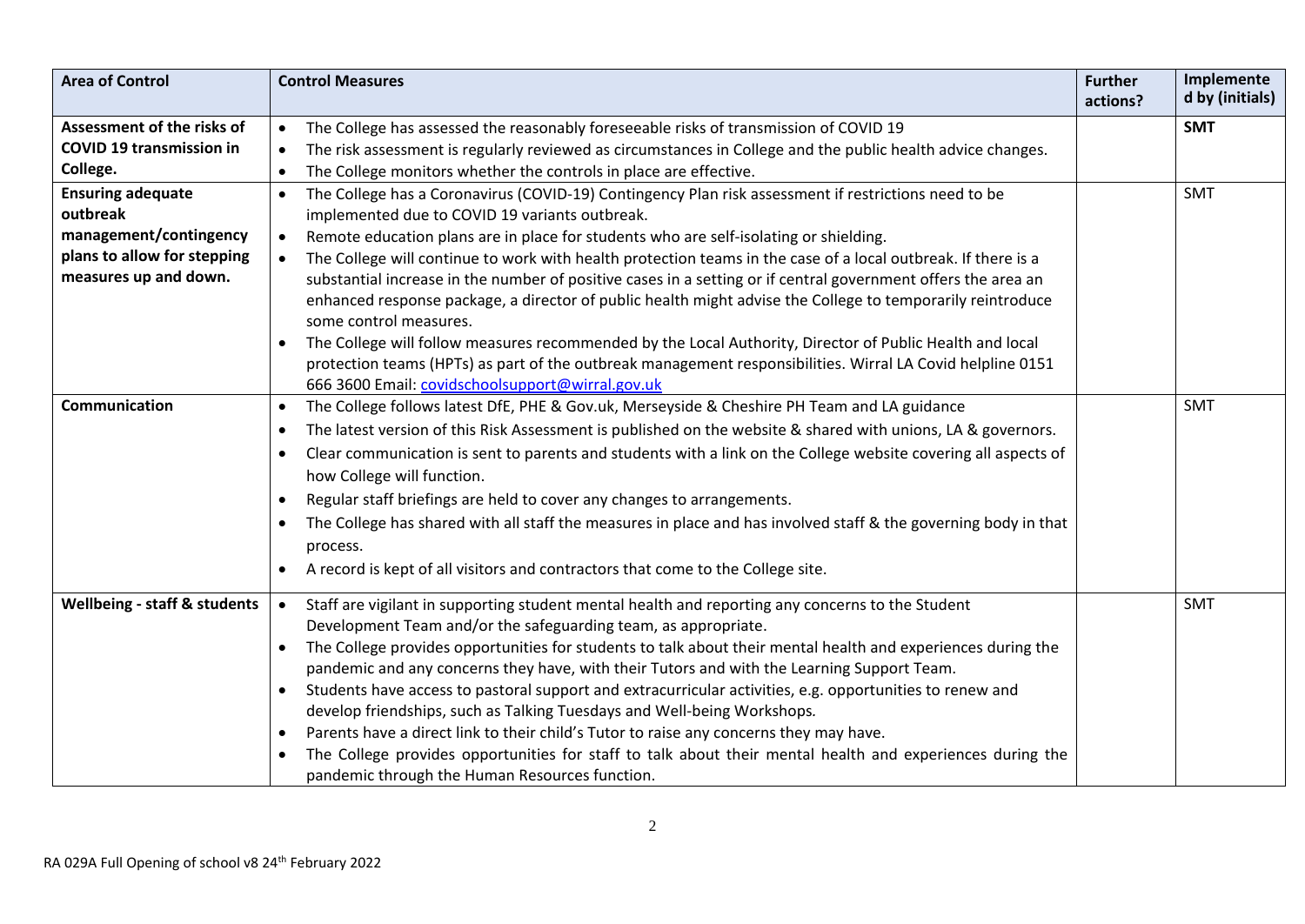| Area of Control | Control Measures | Further actions? | Implemented by (initials) |
|---|---|---|---|
| **Assessment of the risks of COVID 19 transmission in College.** | • The College has assessed the reasonably foreseeable risks of transmission of COVID 19<br>• The risk assessment is regularly reviewed as circumstances in College and the public health advice changes.<br>• The College monitors whether the controls in place are effective. | | **SMT** |
| **Ensuring adequate outbreak management/contingency plans to allow for stepping measures up and down.** | • The College has a Coronavirus (COVID-19) Contingency Plan risk assessment if restrictions need to be implemented due to COVID 19 variants outbreak.<br>• Remote education plans are in place for students who are self-isolating or shielding.<br>• The College will continue to work with health protection teams in the case of a local outbreak. If there is a substantial increase in the number of positive cases in a setting or if central government offers the area an enhanced response package, a director of public health might advise the College to temporarily reintroduce some control measures.<br>• The College will follow measures recommended by the Local Authority, Director of Public Health and local protection teams (HPTs) as part of the outbreak management responsibilities. Wirral LA Covid helpline 0151 666 3600 Email: covidschoolsupport@wirral.gov.uk | | SMT |
| **Communication** | • The College follows latest DfE, PHE & Gov.uk, Merseyside & Cheshire PH Team and LA guidance<br>• The latest version of this Risk Assessment is published on the website & shared with unions, LA & governors.<br>• Clear communication is sent to parents and students with a link on the College website covering all aspects of how College will function.<br>• Regular staff briefings are held to cover any changes to arrangements.<br>• The College has shared with all staff the measures in place and has involved staff & the governing body in that process.<br>• A record is kept of all visitors and contractors that come to the College site. | | SMT |
| **Wellbeing - staff & students** | • Staff are vigilant in supporting student mental health and reporting any concerns to the Student Development Team and/or the safeguarding team, as appropriate.<br>• The College provides opportunities for students to talk about their mental health and experiences during the pandemic and any concerns they have, with their Tutors and with the Learning Support Team.<br>• Students have access to pastoral support and extracurricular activities, e.g. opportunities to renew and develop friendships, such as Talking Tuesdays and Well-being Workshops.<br>• Parents have a direct link to their child's Tutor to raise any concerns they may have.<br>• The College provides opportunities for staff to talk about their mental health and experiences during the pandemic through the Human Resources function. | | SMT |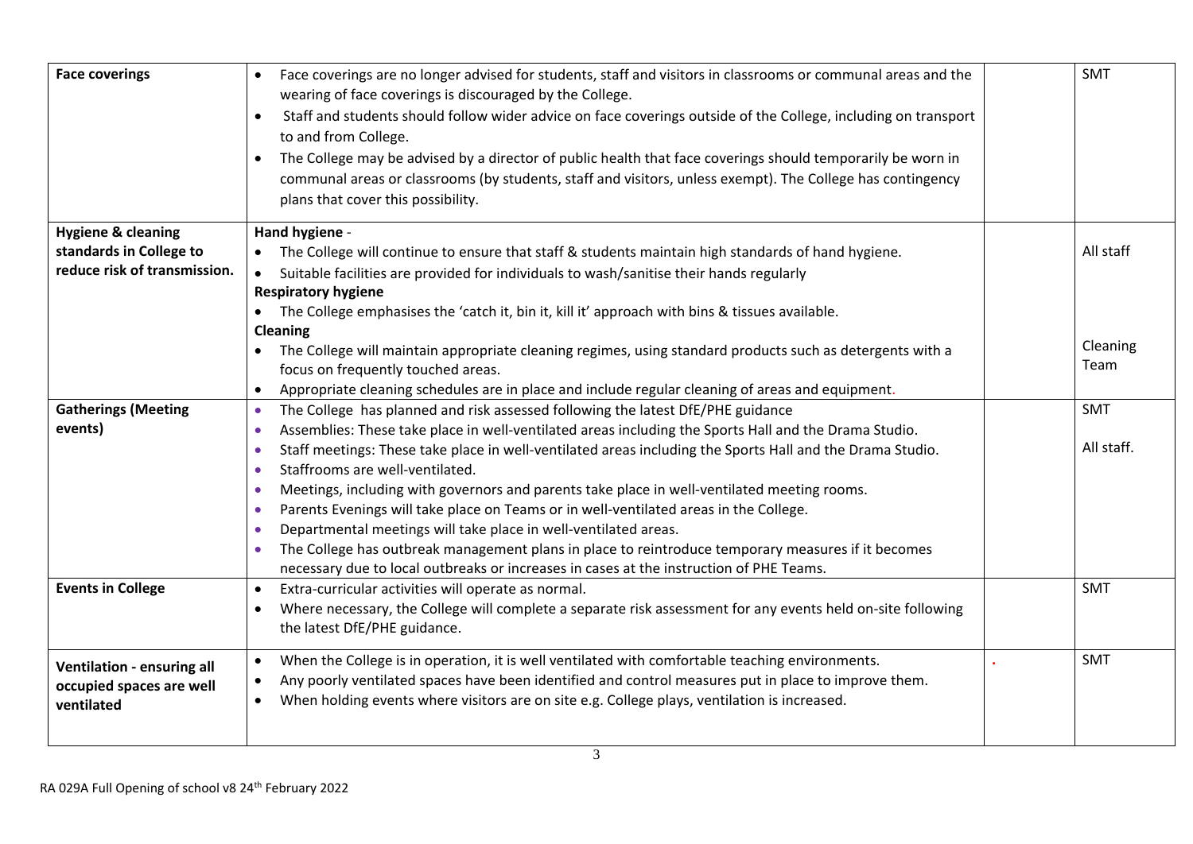| | | | |
|---|---|---|---|
| **Face coverings** | • Face coverings are no longer advised for students, staff and visitors in classrooms or communal areas and the wearing of face coverings is discouraged by the College.<br>• Staff and students should follow wider advice on face coverings outside of the College, including on transport to and from College.<br>• The College may be advised by a director of public health that face coverings should temporarily be worn in communal areas or classrooms (by students, staff and visitors, unless exempt). The College has contingency plans that cover this possibility. | | SMT |
| **Hygiene & cleaning standards in College to reduce risk of transmission.** | **Hand hygiene** -<br>• The College will continue to ensure that staff & students maintain high standards of hand hygiene.<br>• Suitable facilities are provided for individuals to wash/sanitise their hands regularly<br>**Respiratory hygiene**<br>• The College emphasises the 'catch it, bin it, kill it' approach with bins & tissues available.<br>**Cleaning**<br>• The College will maintain appropriate cleaning regimes, using standard products such as detergents with a focus on frequently touched areas.<br>• Appropriate cleaning schedules are in place and include regular cleaning of areas and equipment. | | All staff<br><br>Cleaning Team |
| **Gatherings (Meeting events)** | • The College has planned and risk assessed following the latest DfE/PHE guidance<br>• Assemblies: These take place in well-ventilated areas including the Sports Hall and the Drama Studio.<br>• Staff meetings: These take place in well-ventilated areas including the Sports Hall and the Drama Studio.<br>• Staffrooms are well-ventilated.<br>• Meetings, including with governors and parents take place in well-ventilated meeting rooms.<br>• Parents Evenings will take place on Teams or in well-ventilated areas in the College.<br>• Departmental meetings will take place in well-ventilated areas.<br>• The College has outbreak management plans in place to reintroduce temporary measures if it becomes necessary due to local outbreaks or increases in cases at the instruction of PHE Teams. | | SMT<br><br>All staff. |
| **Events in College** | • Extra-curricular activities will operate as normal.<br>• Where necessary, the College will complete a separate risk assessment for any events held on-site following the latest DfE/PHE guidance. | | SMT |
| **Ventilation - ensuring all occupied spaces are well ventilated** | • When the College is in operation, it is well ventilated with comfortable teaching environments.<br>• Any poorly ventilated spaces have been identified and control measures put in place to improve them.<br>• When holding events where visitors are on site e.g. College plays, ventilation is increased. | . | SMT |

RA 029A Full Opening of school v8 24th February 2022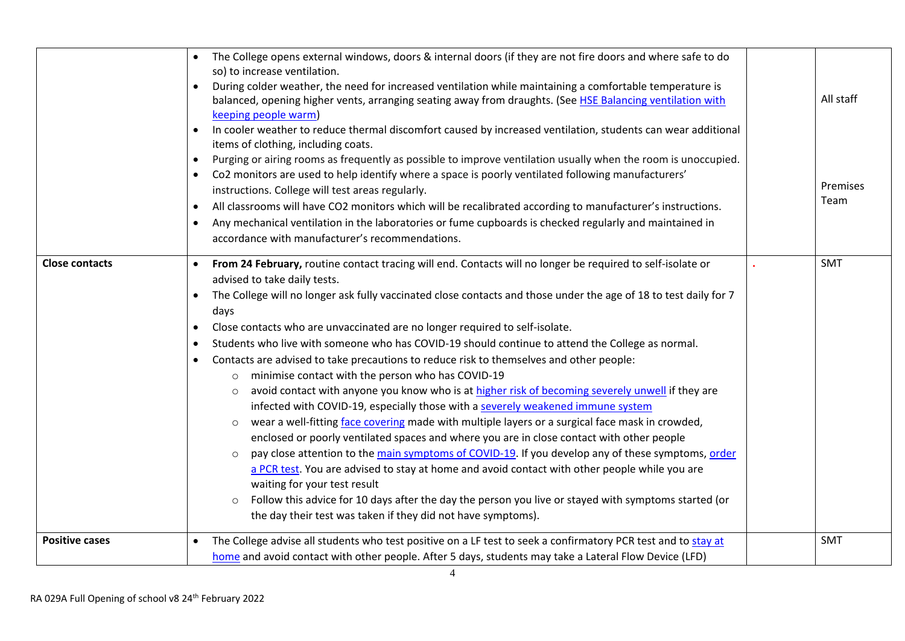| | | | |
|---|---|---|---|
| | • The College opens external windows, doors & internal doors (if they are not fire doors and where safe to do so) to increase ventilation.<br>• During colder weather, the need for increased ventilation while maintaining a comfortable temperature is balanced, opening higher vents, arranging seating away from draughts. (See HSE Balancing ventilation with keeping people warm)<br>• In cooler weather to reduce thermal discomfort caused by increased ventilation, students can wear additional items of clothing, including coats.<br>• Purging or airing rooms as frequently as possible to improve ventilation usually when the room is unoccupied.<br>• Co2 monitors are used to help identify where a space is poorly ventilated following manufacturers' instructions. College will test areas regularly.<br>• All classrooms will have CO2 monitors which will be recalibrated according to manufacturer's instructions.<br>• Any mechanical ventilation in the laboratories or fume cupboards is checked regularly and maintained in accordance with manufacturer's recommendations. | | All staff<br><br>Premises Team |
| **Close contacts** | • **From 24 February,** routine contact tracing will end. Contacts will no longer be required to self-isolate or advised to take daily tests.<br>• The College will no longer ask fully vaccinated close contacts and those under the age of 18 to test daily for 7 days<br>• Close contacts who are unvaccinated are no longer required to self-isolate.<br>• Students who live with someone who has COVID-19 should continue to attend the College as normal.<br>• Contacts are advised to take precautions to reduce risk to themselves and other people:<br>  ○ minimise contact with the person who has COVID-19<br>  ○ avoid contact with anyone you know who is at higher risk of becoming severely unwell if they are infected with COVID-19, especially those with a severely weakened immune system<br>  ○ wear a well-fitting face covering made with multiple layers or a surgical face mask in crowded, enclosed or poorly ventilated spaces and where you are in close contact with other people<br>  ○ pay close attention to the main symptoms of COVID-19. If you develop any of these symptoms, order a PCR test. You are advised to stay at home and avoid contact with other people while you are waiting for your test result<br>  ○ Follow this advice for 10 days after the day the person you live or stayed with symptoms started (or the day their test was taken if they did not have symptoms). | . | SMT |
| **Positive cases** | • The College advise all students who test positive on a LF test to seek a confirmatory PCR test and to stay at home and avoid contact with other people. After 5 days, students may take a Lateral Flow Device (LFD) | | SMT |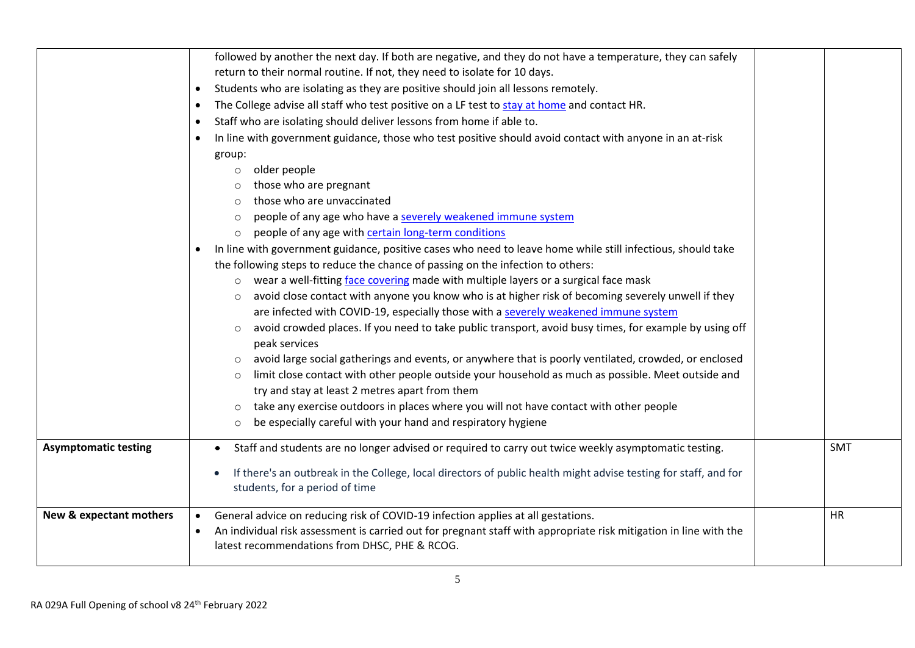| | | | |
|---|---|---|---|
| | followed by another the next day. If both are negative, and they do not have a temperature, they can safely return to their normal routine. If not, they need to isolate for 10 days.<br>• Students who are isolating as they are positive should join all lessons remotely.<br>• The College advise all staff who test positive on a LF test to stay at home and contact HR.<br>• Staff who are isolating should deliver lessons from home if able to.<br>• In line with government guidance, those who test positive should avoid contact with anyone in an at-risk group:<br>  ○ older people<br>  ○ those who are pregnant<br>  ○ those who are unvaccinated<br>  ○ people of any age who have a severely weakened immune system<br>  ○ people of any age with certain long-term conditions<br>• In line with government guidance, positive cases who need to leave home while still infectious, should take the following steps to reduce the chance of passing on the infection to others:<br>  ○ wear a well-fitting face covering made with multiple layers or a surgical face mask<br>  ○ avoid close contact with anyone you know who is at higher risk of becoming severely unwell if they are infected with COVID-19, especially those with a severely weakened immune system<br>  ○ avoid crowded places. If you need to take public transport, avoid busy times, for example by using off peak services<br>  ○ avoid large social gatherings and events, or anywhere that is poorly ventilated, crowded, or enclosed<br>  ○ limit close contact with other people outside your household as much as possible. Meet outside and try and stay at least 2 metres apart from them<br>  ○ take any exercise outdoors in places where you will not have contact with other people<br>  ○ be especially careful with your hand and respiratory hygiene | | |
| **Asymptomatic testing** | • Staff and students are no longer advised or required to carry out twice weekly asymptomatic testing.<br>• If there's an outbreak in the College, local directors of public health might advise testing for staff, and for students, for a period of time | | SMT |
| **New & expectant mothers** | • General advice on reducing risk of COVID-19 infection applies at all gestations.<br>• An individual risk assessment is carried out for pregnant staff with appropriate risk mitigation in line with the latest recommendations from DHSC, PHE & RCOG. | | HR |

RA 029A Full Opening of school v8 24th February 2022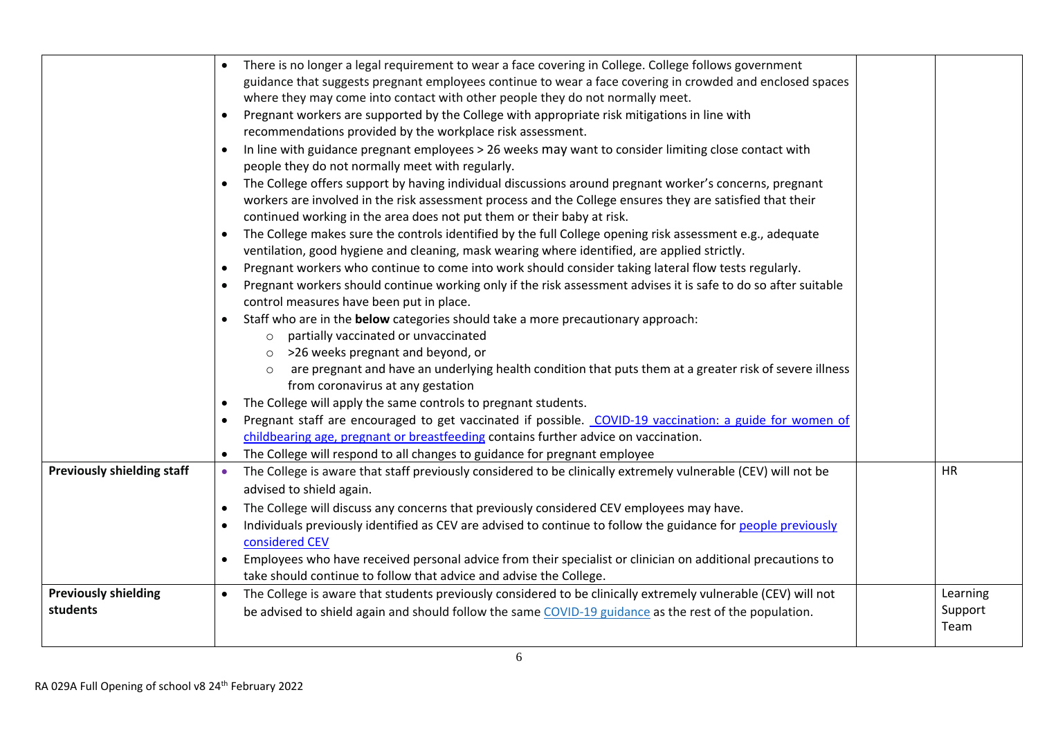| | | | |
|---|---|---|---|
| | • There is no longer a legal requirement to wear a face covering in College. College follows government guidance that suggests pregnant employees continue to wear a face covering in crowded and enclosed spaces where they may come into contact with other people they do not normally meet.<br>• Pregnant workers are supported by the College with appropriate risk mitigations in line with recommendations provided by the workplace risk assessment.<br>• In line with guidance pregnant employees > 26 weeks may want to consider limiting close contact with people they do not normally meet with regularly.<br>• The College offers support by having individual discussions around pregnant worker's concerns, pregnant workers are involved in the risk assessment process and the College ensures they are satisfied that their continued working in the area does not put them or their baby at risk.<br>• The College makes sure the controls identified by the full College opening risk assessment e.g., adequate ventilation, good hygiene and cleaning, mask wearing where identified, are applied strictly.<br>• Pregnant workers who continue to come into work should consider taking lateral flow tests regularly.<br>• Pregnant workers should continue working only if the risk assessment advises it is safe to do so after suitable control measures have been put in place.<br>• Staff who are in the **below** categories should take a more precautionary approach:<br>  ○ partially vaccinated or unvaccinated<br>  ○ >26 weeks pregnant and beyond, or<br>  ○ are pregnant and have an underlying health condition that puts them at a greater risk of severe illness from coronavirus at any gestation<br>• The College will apply the same controls to pregnant students.<br>• Pregnant staff are encouraged to get vaccinated if possible. [COVID-19 vaccination: a guide for women of childbearing age, pregnant or breastfeeding] contains further advice on vaccination.<br>• The College will respond to all changes to guidance for pregnant employee | | |
| **Previously shielding staff** | • The College is aware that staff previously considered to be clinically extremely vulnerable (CEV) will not be advised to shield again.<br>• The College will discuss any concerns that previously considered CEV employees may have.<br>• Individuals previously identified as CEV are advised to continue to follow the guidance for [people previously considered CEV]<br>• Employees who have received personal advice from their specialist or clinician on additional precautions to take should continue to follow that advice and advise the College. | | HR |
| **Previously shielding students** | • The College is aware that students previously considered to be clinically extremely vulnerable (CEV) will not be advised to shield again and should follow the same [COVID-19 guidance] as the rest of the population. | | Learning Support Team |

RA 029A Full Opening of school v8 24th February 2022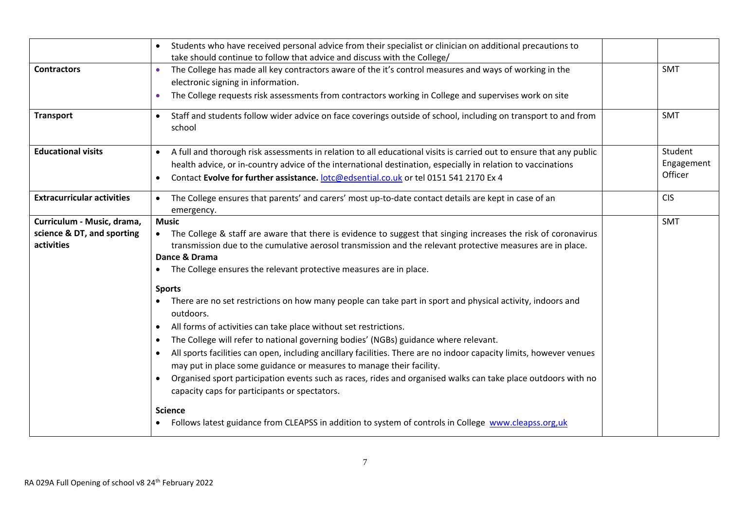| | | | |
|---|---|---|---|
| | • Students who have received personal advice from their specialist or clinician on additional precautions to take should continue to follow that advice and discuss with the College/ | | |
| **Contractors** | • The College has made all key contractors aware of the it's control measures and ways of working in the electronic signing in information.<br>• The College requests risk assessments from contractors working in College and supervises work on site | | SMT |
| **Transport** | • Staff and students follow wider advice on face coverings outside of school, including on transport to and from school | | SMT |
| **Educational visits** | • A full and thorough risk assessments in relation to all educational visits is carried out to ensure that any public health advice, or in-country advice of the international destination, especially in relation to vaccinations<br>• Contact **Evolve for further assistance.** lotc@edsential.co.uk or tel 0151 541 2170 Ex 4 | | Student Engagement Officer |
| **Extracurricular activities** | • The College ensures that parents' and carers' most up-to-date contact details are kept in case of an emergency. | | CIS |
| **Curriculum - Music, drama, science & DT, and sporting activities** | **Music**<br>• The College & staff are aware that there is evidence to suggest that singing increases the risk of coronavirus transmission due to the cumulative aerosol transmission and the relevant protective measures are in place.<br>**Dance & Drama**<br>• The College ensures the relevant protective measures are in place.<br>**Sports**<br>• There are no set restrictions on how many people can take part in sport and physical activity, indoors and outdoors.<br>• All forms of activities can take place without set restrictions.<br>• The College will refer to national governing bodies' (NGBs) guidance where relevant.<br>• All sports facilities can open, including ancillary facilities. There are no indoor capacity limits, however venues may put in place some guidance or measures to manage their facility.<br>• Organised sport participation events such as races, rides and organised walks can take place outdoors with no capacity caps for participants or spectators.<br>**Science**<br>• Follows latest guidance from CLEAPSS in addition to system of controls in College www.cleapss.org,uk | | SMT |

RA 029A Full Opening of school v8 24th February 2022